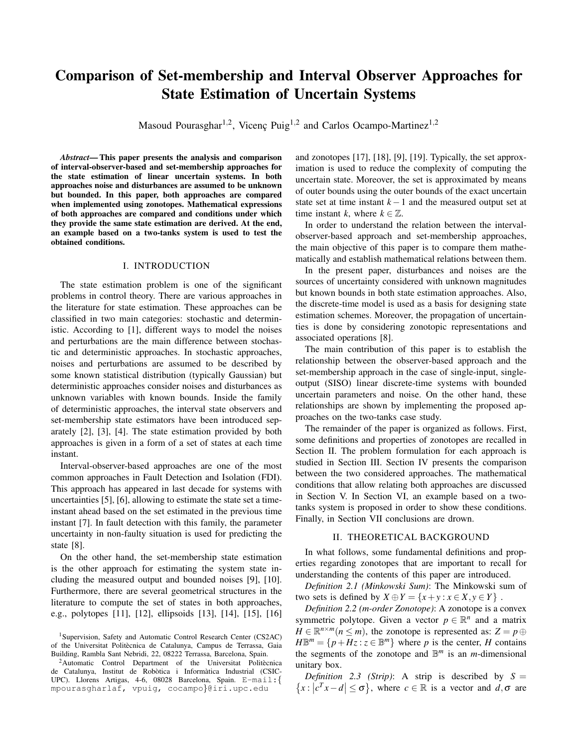# Comparison of Set-membership and Interval Observer Approaches for State Estimation of Uncertain Systems

Masoud Pourasghar[1,2], Vicenç Puig[1,2] and Carlos Ocampo-Martinez[1,2]

***Abstract*— This paper presents the analysis and comparison of interval-observer-based and set-membership approaches for the state estimation of linear uncertain systems. In both approaches noise and disturbances are assumed to be unknown but bounded. In this paper, both approaches are compared when implemented using zonotopes. Mathematical expressions of both approaches are compared and conditions under which they provide the same state estimation are derived. At the end, an example based on a two-tanks system is used to test the obtained conditions.**

## I. INTRODUCTION

The state estimation problem is one of the significant problems in control theory. There are various approaches in the literature for state estimation. These approaches can be classified in two main categories: stochastic and deterministic. According to [1], different ways to model the noises and perturbations are the main difference between stochastic and deterministic approaches. In stochastic approaches, noises and perturbations are assumed to be described by some known statistical distribution (typically Gaussian) but deterministic approaches consider noises and disturbances as unknown variables with known bounds. Inside the family of deterministic approaches, the interval state observers and set-membership state estimators have been introduced separately [2], [3], [4]. The state estimation provided by both approaches is given in a form of a set of states at each time instant.

Interval-observer-based approaches are one of the most common approaches in Fault Detection and Isolation (FDI). This approach has appeared in last decade for systems with uncertainties [5], [6], allowing to estimate the state set a time-instant ahead based on the set estimated in the previous time instant [7]. In fault detection with this family, the parameter uncertainty in non-faulty situation is used for predicting the state [8].

On the other hand, the set-membership state estimation is the other approach for estimating the system state including the measured output and bounded noises [9], [10]. Furthermore, there are several geometrical structures in the literature to compute the set of states in both approaches, e.g., polytopes [11], [12], ellipsoids [13], [14], [15], [16] and zonotopes [17], [18], [9], [19]. Typically, the set approximation is used to reduce the complexity of computing the uncertain state. Moreover, the set is approximated by means of outer bounds using the outer bounds of the exact uncertain state set at time instant $k-1$ and the measured output set at time instant $k$, where $k \in \mathbb{Z}$.

In order to understand the relation between the interval-observer-based approach and set-membership approaches, the main objective of this paper is to compare them mathematically and establish mathematical relations between them.

In the present paper, disturbances and noises are the sources of uncertainty considered with unknown magnitudes but known bounds in both state estimation approaches. Also, the discrete-time model is used as a basis for designing state estimation schemes. Moreover, the propagation of uncertainties is done by considering zonotopic representations and associated operations [8].

The main contribution of this paper is to establish the relationship between the observer-based approach and the set-membership approach in the case of single-input, single-output (SISO) linear discrete-time systems with bounded uncertain parameters and noise. On the other hand, these relationships are shown by implementing the proposed approaches on the two-tanks case study.

The remainder of the paper is organized as follows. First, some definitions and properties of zonotopes are recalled in Section II. The problem formulation for each approach is studied in Section III. Section IV presents the comparison between the two considered approaches. The mathematical conditions that allow relating both approaches are discussed in Section V. In Section VI, an example based on a two-tanks system is proposed in order to show these conditions. Finally, in Section VII conclusions are drown.

## II. THEORETICAL BACKGROUND

In what follows, some fundamental definitions and properties regarding zonotopes that are important to recall for understanding the contents of this paper are introduced.

*Definition 2.1 (Minkowski Sum)*: The Minkowski sum of two sets is defined by $X \oplus Y = \{x + y : x \in X, y \in Y\}$ .

*Definition 2.2 (m-order Zonotope)*: A zonotope is a convex symmetric polytope. Given a vector $p \in \mathbb{R}^n$ and a matrix $H \in \mathbb{R}^{n \times m} (n \leq m)$, the zonotope is represented as: $Z = p \oplus H\mathbb{B}^m = \{p + Hz : z \in \mathbb{B}^m\}$ where $p$ is the center, $H$ contains the segments of the zonotope and $\mathbb{B}^m$ is an $m$-dimensional unitary box.

*Definition 2.3 (Strip)*: A strip is described by $S = \{x : |c^T x - d| \leq \sigma\}$, where $c \in \mathbb{R}$ is a vector and $d, \sigma$ are

[1]Supervision, Safety and Automatic Control Research Center (CS2AC) of the Universitat Politècnica de Catalunya, Campus de Terrassa, Gaia Building, Rambla Sant Nebridi, 22, 08222 Terrassa, Barcelona, Spain.

[2]Automatic Control Department of the Universitat Politècnica de Catalunya, Institut de Robòtica i Informàtica Industrial (CSIC-UPC). Llorens Artigas, 4-6, 08028 Barcelona, Spain. E-mail:{ mpourasgharlaf, vpuig, cocampo}@iri.upc.edu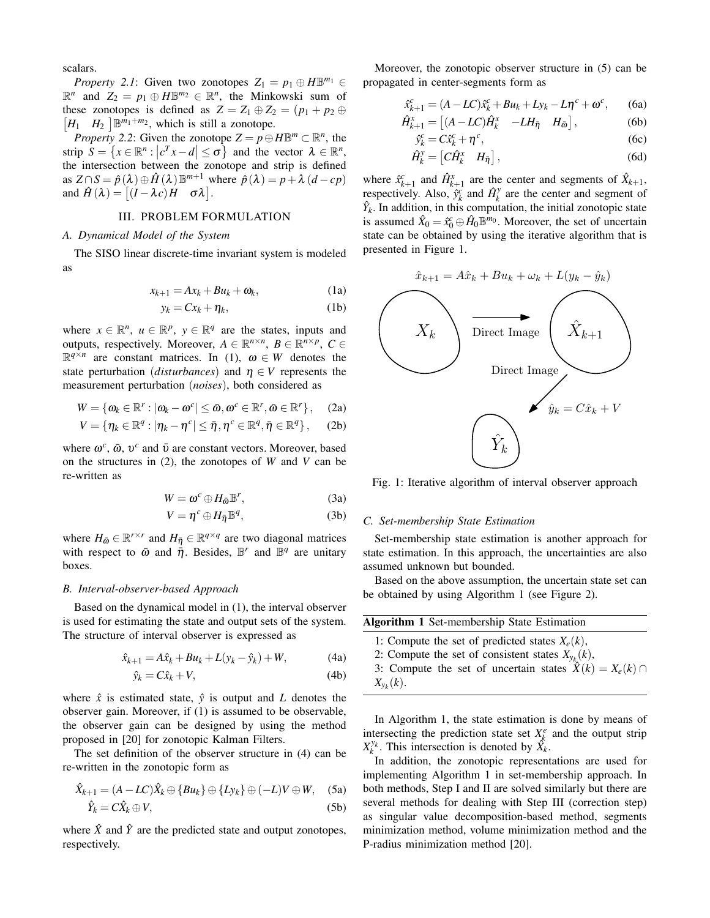scalars.

*Property 2.1*: Given two zonotopes $Z_1 = p_1 \oplus H\mathbb{B}^{m_1} \in \mathbb{R}^n$ and $Z_2 = p_1 \oplus H\mathbb{B}^{m_2} \in \mathbb{R}^n$, the Minkowski sum of these zonotopes is defined as $Z = Z_1 \oplus Z_2 = (p_1 + p_2 \oplus \begin{bmatrix} H_1 & H_2 \end{bmatrix} \mathbb{B}^{m_1+m_2}$, which is still a zonotope.

*Property 2.2*: Given the zonotope $Z = p \oplus H\mathbb{B}^m \subset \mathbb{R}^n$, the strip $S = \left\{x \in \mathbb{R}^n : \left|c^T x - d\right| \leq \sigma\right\}$ and the vector $\lambda \in \mathbb{R}^n$, the intersection between the zonotope and strip is defined as $Z \cap S = \hat{p}(\lambda) \oplus \hat{H}(\lambda)\mathbb{B}^{m+1}$ where $\hat{p}(\lambda) = p + \lambda(d - cp)$ and $\hat{H}(\lambda) = \begin{bmatrix}(I - \lambda c)H & \sigma\lambda\end{bmatrix}$.

## III. PROBLEM FORMULATION

### A. Dynamical Model of the System

The SISO linear discrete-time invariant system is modeled as

$$x_{k+1} = Ax_k + Bu_k + \omega_k, \tag{1a}$$

$$y_k = Cx_k + \eta_k, \tag{1b}$$

where $x \in \mathbb{R}^n$, $u \in \mathbb{R}^p$, $y \in \mathbb{R}^q$ are the states, inputs and outputs, respectively. Moreover, $A \in \mathbb{R}^{n\times n}$, $B \in \mathbb{R}^{n\times p}$, $C \in \mathbb{R}^{q\times n}$ are constant matrices. In (1), $\omega \in W$ denotes the state perturbation (*disturbances*) and $\eta \in V$ represents the measurement perturbation (*noises*), both considered as

$$W = \{\omega_k \in \mathbb{R}^r : |\omega_k - \omega^c| \leq \bar{\omega}, \omega^c \in \mathbb{R}^r, \bar{\omega} \in \mathbb{R}^r\}, \tag{2a}$$

$$V = \{\eta_k \in \mathbb{R}^q : |\eta_k - \eta^c| \leq \bar{\eta}, \eta^c \in \mathbb{R}^q, \bar{\eta} \in \mathbb{R}^q\}, \tag{2b}$$

where $\omega^c$, $\bar{\omega}$, $\upsilon^c$ and $\bar{\upsilon}$ are constant vectors. Moreover, based on the structures in (2), the zonotopes of $W$ and $V$ can be re-written as

$$W = \omega^c \oplus H_{\bar{\omega}}\mathbb{B}^r, \tag{3a}$$

$$V = \eta^c \oplus H_{\bar{\eta}}\mathbb{B}^q, \tag{3b}$$

where $H_{\bar{\omega}} \in \mathbb{R}^{r\times r}$ and $H_{\bar{\eta}} \in \mathbb{R}^{q\times q}$ are two diagonal matrices with respect to $\bar{\omega}$ and $\bar{\eta}$. Besides, $\mathbb{B}^r$ and $\mathbb{B}^q$ are unitary boxes.

### B. Interval-observer-based Approach

Based on the dynamical model in (1), the interval observer is used for estimating the state and output sets of the system. The structure of interval observer is expressed as

$$\hat{x}_{k+1} = A\hat{x}_k + Bu_k + L(y_k - \hat{y}_k) + W, \tag{4a}$$

$$\hat{y}_k = C\hat{x}_k + V, \tag{4b}$$

where $\hat{x}$ is estimated state, $\hat{y}$ is output and $L$ denotes the observer gain. Moreover, if (1) is assumed to be observable, the observer gain can be designed by using the method proposed in [20] for zonotopic Kalman Filters.

The set definition of the observer structure in (4) can be re-written in the zonotopic form as

$$\hat{X}_{k+1} = (A - LC)\hat{X}_k \oplus \{Bu_k\} \oplus \{Ly_k\} \oplus (-L)V \oplus W, \tag{5a}$$

$$\hat{Y}_k = C\hat{X}_k \oplus V, \tag{5b}$$

where $\hat{X}$ and $\hat{Y}$ are the predicted state and output zonotopes, respectively.

Moreover, the zonotopic observer structure in (5) can be propagated in center-segments form as

$$\hat{x}^c_{k+1} = (A - LC)\hat{x}^c_k + Bu_k + Ly_k - L\eta^c + \omega^c, \tag{6a}$$

$$\hat{H}^x_{k+1} = \begin{bmatrix}(A - LC)\hat{H}^x_k & -LH_{\bar{\eta}} & H_{\bar{\omega}}\end{bmatrix}, \tag{6b}$$

$$\hat{y}^c_k = C\hat{x}^c_k + \eta^c, \tag{6c}$$

$$\hat{H}^y_k = \begin{bmatrix}C\hat{H}^x_k & H_{\bar{\eta}}\end{bmatrix}, \tag{6d}$$

where $\hat{x}^c_{k+1}$ and $\hat{H}^x_{k+1}$ are the center and segments of $\hat{X}_{k+1}$, respectively. Also, $\hat{y}^c_k$ and $\hat{H}^y_k$ are the center and segment of $\hat{Y}_k$. In addition, in this computation, the initial zonotopic state is assumed $\hat{X}_0 = \hat{x}^c_0 \oplus \hat{H}_0\mathbb{B}^{m_0}$. Moreover, the set of uncertain state can be obtained by using the iterative algorithm that is presented in Figure 1.

$\hat{x}_{k+1} = A\hat{x}_k + Bu_k + \omega_k + L(y_k - \hat{y}_k)$

$X_k$ — Direct Image → $\hat{X}_{k+1}$

Direct Image: $\hat{y}_k = C\hat{x}_k + V$ → $\hat{Y}_k$

Fig. 1: Iterative algorithm of interval observer approach

### C. Set-membership State Estimation

Set-membership state estimation is another approach for state estimation. In this approach, the uncertainties are also assumed unknown but bounded.

Based on the above assumption, the uncertain state set can be obtained by using Algorithm 1 (see Figure 2).

**Algorithm 1** Set-membership State Estimation

1: Compute the set of predicted states $X_e(k)$,
2: Compute the set of consistent states $X_{y_k}(k)$,
3: Compute the set of uncertain states $\hat{X}(k) = X_e(k) \cap X_{y_k}(k)$.

In Algorithm 1, the state estimation is done by means of intersecting the prediction state set $X^e_k$ and the output strip $X^{y_k}_k$. This intersection is denoted by $\hat{X}_k$.

In addition, the zonotopic representations are used for implementing Algorithm 1 in set-membership approach. In both methods, Step I and II are solved similarly but there are several methods for dealing with Step III (correction step) as singular value decomposition-based method, segments minimization method, volume minimization method and the P-radius minimization method [20].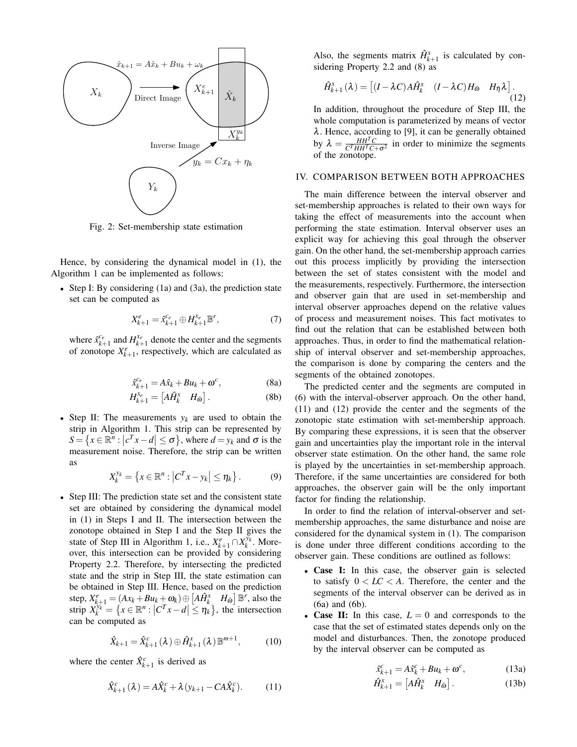Fig. 2: Set-membership state estimation

Hence, by considering the dynamical model in (1), the Algorithm 1 can be implemented as follows:

- Step I: By considering (1a) and (3a), the prediction state set can be computed as

$$X_{k+1}^{e} = \hat{x}_{k+1}^{c_e} \oplus H_{k+1}^{x_e} \mathbb{B}^r, \tag{7}$$

where $\hat{x}_{k+1}^{c_e}$ and $H_{k+1}^{x_e}$ denote the center and the segments of zonotope $X_{k+1}^{e}$, respectively, which are calculated as

$$\hat{x}_{k+1}^{c_e} = A\hat{x}_k + Bu_k + \omega^c, \tag{8a}$$

$$H_{k+1}^{x_e} = \begin{bmatrix} A\hat{H}_k^x & H_{\bar{\omega}} \end{bmatrix}. \tag{8b}$$

- Step II: The measurements $y_k$ are used to obtain the strip in Algorithm 1. This strip can be represented by $S = \left\{x \in \mathbb{R}^n : \left|c^T x - d\right| \leq \sigma\right\}$, where $d = y_k$ and $\sigma$ is the measurement noise. Therefore, the strip can be written as

$$X_k^{y_k} = \left\{x \in \mathbb{R}^n : \left|C^T x - y_k\right| \leq \eta_k\right\}. \tag{9}$$

- Step III: The prediction state set and the consistent state set are obtained by considering the dynamical model in (1) in Steps I and II. The intersection between the zonotope obtained in Step I and the Step II gives the state of Step III in Algorithm 1, i.e., $X_{k+1}^{e} \cap X_k^{y_k}$. Moreover, this intersection can be provided by considering Property 2.2. Therefore, by intersecting the predicted state and the strip in Step III, the state estimation can be obtained in Step III. Hence, based on the prediction step, $X_{k+1}^{e} = (Ax_k + Bu_k + \omega_k) \oplus \begin{bmatrix} A\hat{H}_k^x & H_{\bar{\omega}} \end{bmatrix} \mathbb{B}^r$, also the strip $X_k^{y_k} = \left\{x \in \mathbb{R}^n : \left|C^T x - d\right| \leq \eta_k\right\}$, the intersection can be computed as

$$\hat{X}_{k+1} = \hat{X}_{k+1}^{c}(\lambda) \oplus \hat{H}_{k+1}^{x}(\lambda) \mathbb{B}^{m+1}, \tag{10}$$

where the center $\hat{X}_{k+1}^{c}$ is derived as

$$\hat{X}_{k+1}^{c}(\lambda) = A\hat{X}_k^c + \lambda(y_{k+1} - CA\hat{X}_k^c). \tag{11}$$

Also, the segments matrix $\hat{H}_{k+1}^{x}$ is calculated by considering Property 2.2 and (8) as

$$\hat{H}_{k+1}^{x}(\lambda) = \begin{bmatrix} (I - \lambda C)A\hat{H}_k^x & (I - \lambda C)H_{\bar{\omega}} & H_{\bar{\eta}}\lambda \end{bmatrix}. \tag{12}$$

In addition, throughout the procedure of Step III, the whole computation is parameterized by means of vector $\lambda$. Hence, according to [9], it can be generally obtained by $\lambda = \frac{HH^T C}{C^T HH^T C + \sigma^2}$ in order to minimize the segments of the zonotope.

## IV. COMPARISON BETWEEN BOTH APPROACHES

The main difference between the interval observer and set-membership approaches is related to their own ways for taking the effect of measurements into the account when performing the state estimation. Interval observer uses an explicit way for achieving this goal through the observer gain. On the other hand, the set-membership approach carries out this process implicitly by providing the intersection between the set of states consistent with the model and the measurements, respectively. Furthermore, the intersection and observer gain that are used in set-membership and interval observer approaches depend on the relative values of process and measurement noises. This fact motivates to find out the relation that can be established between both approaches. Thus, in order to find the mathematical relationship of interval observer and set-membership approaches, the comparison is done by comparing the centers and the segments of the obtained zonotopes.

The predicted center and the segments are computed in (6) with the interval-observer approach. On the other hand, (11) and (12) provide the center and the segments of the zonotopic state estimation with set-membership approach. By comparing these expressions, it is seen that the observer gain and uncertainties play the important role in the interval observer state estimation. On the other hand, the same role is played by the uncertainties in set-membership approach. Therefore, if the same uncertainties are considered for both approaches, the observer gain will be the only important factor for finding the relationship.

In order to find the relation of interval-observer and set-membership approaches, the same disturbance and noise are considered for the dynamical system in (1). The comparison is done under three different conditions according to the observer gain. These conditions are outlined as follows:

- **Case I:** In this case, the observer gain is selected to satisfy $0 < LC < A$. Therefore, the center and the segments of the interval observer can be derived as in (6a) and (6b).
- **Case II:** In this case, $L = 0$ and corresponds to the case that the set of estimated states depends only on the model and disturbances. Then, the zonotope produced by the interval observer can be computed as

$$\hat{x}_{k+1}^{c} = A\hat{x}_k^c + Bu_k + \omega^c, \tag{13a}$$

$$\hat{H}_{k+1}^{x} = \begin{bmatrix} A\hat{H}_k^x & H_{\bar{\omega}} \end{bmatrix}. \tag{13b}$$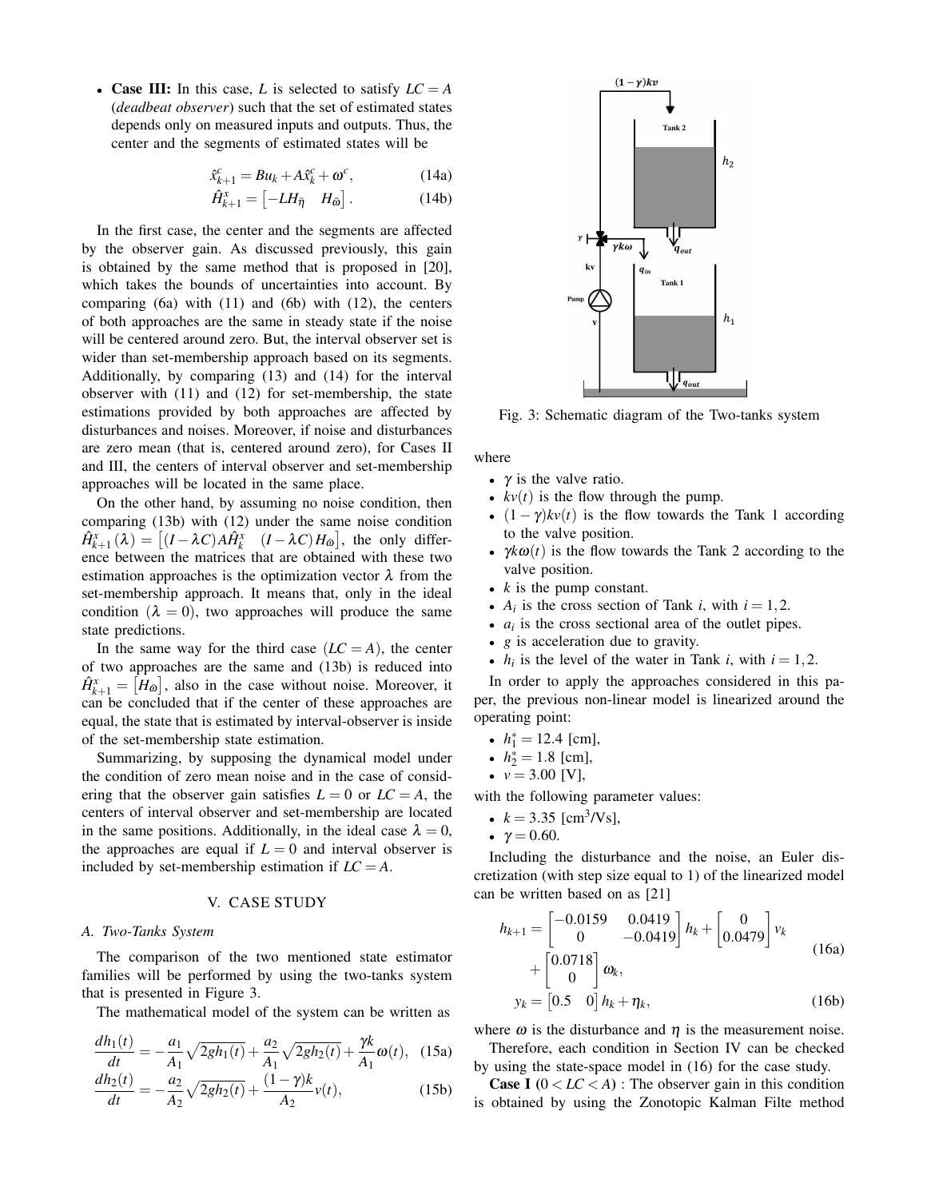- **Case III:** In this case, $L$ is selected to satisfy $LC = A$ (*deadbeat observer*) such that the set of estimated states depends only on measured inputs and outputs. Thus, the center and the segments of estimated states will be

$$\hat{x}^c_{k+1} = Bu_k + A\hat{x}^c_k + \omega^c, \tag{14a}$$

$$\hat{H}^x_{k+1} = \begin{bmatrix} -LH_{\bar{\eta}} & H_{\bar{\omega}} \end{bmatrix}. \tag{14b}$$

In the first case, the center and the segments are affected by the observer gain. As discussed previously, this gain is obtained by the same method that is proposed in [20], which takes the bounds of uncertainties into account. By comparing (6a) with (11) and (6b) with (12), the centers of both approaches are the same in steady state if the noise will be centered around zero. But, the interval observer set is wider than set-membership approach based on its segments. Additionally, by comparing (13) and (14) for the interval observer with (11) and (12) for set-membership, the state estimations provided by both approaches are affected by disturbances and noises. Moreover, if noise and disturbances are zero mean (that is, centered around zero), for Cases II and III, the centers of interval observer and set-membership approaches will be located in the same place.

On the other hand, by assuming no noise condition, then comparing (13b) with (12) under the same noise condition $\hat{H}^x_{k+1}(\lambda) = \begin{bmatrix}(I-\lambda C)A\hat{H}^x_k & (I-\lambda C)H_{\bar{\omega}}\end{bmatrix}$, the only difference between the matrices that are obtained with these two estimation approaches is the optimization vector $\lambda$ from the set-membership approach. It means that, only in the ideal condition ($\lambda = 0$), two approaches will produce the same state predictions.

In the same way for the third case ($LC = A$), the center of two approaches are the same and (13b) is reduced into $\hat{H}^x_{k+1} = \begin{bmatrix} H_{\bar{\omega}} \end{bmatrix}$, also in the case without noise. Moreover, it can be concluded that if the center of these approaches are equal, the state that is estimated by interval-observer is inside of the set-membership state estimation.

Summarizing, by supposing the dynamical model under the condition of zero mean noise and in the case of considering that the observer gain satisfies $L = 0$ or $LC = A$, the centers of interval observer and set-membership are located in the same positions. Additionally, in the ideal case $\lambda = 0$, the approaches are equal if $L = 0$ and interval observer is included by set-membership estimation if $LC = A$.

## V. CASE STUDY

### A. Two-Tanks System

The comparison of the two mentioned state estimator families will be performed by using the two-tanks system that is presented in Figure 3.

The mathematical model of the system can be written as

$$\frac{dh_1(t)}{dt} = -\frac{a_1}{A_1}\sqrt{2gh_1(t)} + \frac{a_2}{A_1}\sqrt{2gh_2(t)} + \frac{\gamma k}{A_1}\omega(t), \tag{15a}$$

$$\frac{dh_2(t)}{dt} = -\frac{a_2}{A_2}\sqrt{2gh_2(t)} + \frac{(1-\gamma)k}{A_2}v(t), \tag{15b}$$

Fig. 3: Schematic diagram of the Two-tanks system

where

- $\gamma$ is the valve ratio.
- $kv(t)$ is the flow through the pump.
- $(1-\gamma)kv(t)$ is the flow towards the Tank 1 according to the valve position.
- $\gamma k\omega(t)$ is the flow towards the Tank 2 according to the valve position.
- $k$ is the pump constant.
- $A_i$ is the cross section of Tank $i$, with $i = 1,2$.
- $a_i$ is the cross sectional area of the outlet pipes.
- $g$ is acceleration due to gravity.
- $h_i$ is the level of the water in Tank $i$, with $i = 1,2$.

In order to apply the approaches considered in this paper, the previous non-linear model is linearized around the operating point:

- $h_1^* = 12.4$ [cm],
- $h_2^* = 1.8$ [cm],
- $v = 3.00$ [V],

with the following parameter values:

- $k = 3.35$ [cm$^3$/Vs],
- $\gamma = 0.60$.

Including the disturbance and the noise, an Euler discretization (with step size equal to 1) of the linearized model can be written based on as [21]

$$h_{k+1} = \begin{bmatrix} -0.0159 & 0.0419 \\ 0 & -0.0419 \end{bmatrix} h_k + \begin{bmatrix} 0 \\ 0.0479 \end{bmatrix} v_k + \begin{bmatrix} 0.0718 \\ 0 \end{bmatrix} \omega_k, \tag{16a}$$

$$y_k = \begin{bmatrix} 0.5 & 0 \end{bmatrix} h_k + \eta_k, \tag{16b}$$

where $\omega$ is the disturbance and $\eta$ is the measurement noise.

Therefore, each condition in Section IV can be checked by using the state-space model in (16) for the case study.

**Case I** ($0 < LC < A$) : The observer gain in this condition is obtained by using the Zonotopic Kalman Filte method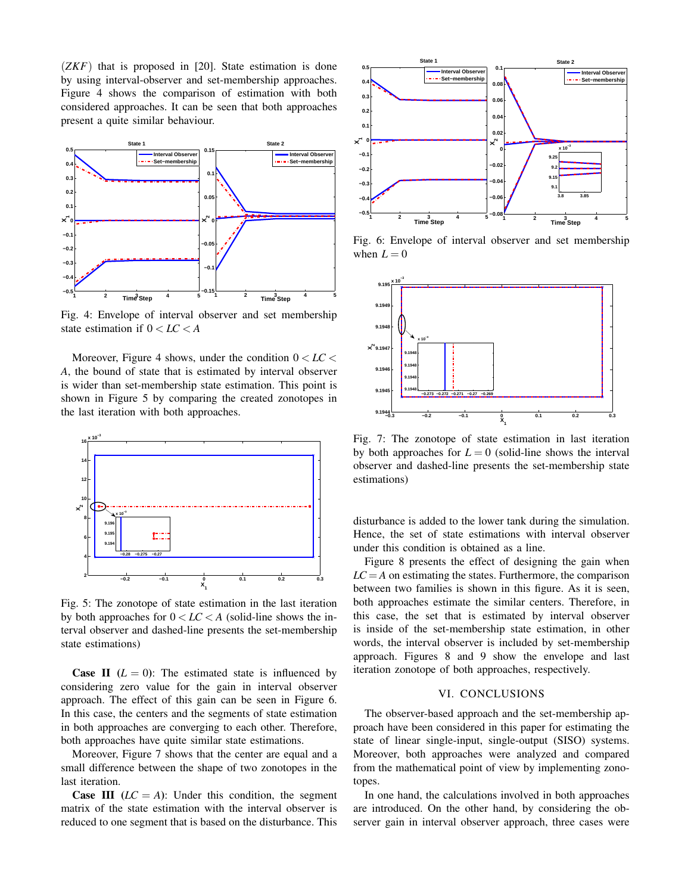($ZKF$) that is proposed in [20]. State estimation is done by using interval-observer and set-membership approaches. Figure 4 shows the comparison of estimation with both considered approaches. It can be seen that both approaches present a quite similar behaviour.

Fig. 4: Envelope of interval observer and set membership state estimation if $0 < LC < A$

Moreover, Figure 4 shows, under the condition $0 < LC < A$, the bound of state that is estimated by interval observer is wider than set-membership state estimation. This point is shown in Figure 5 by comparing the created zonotopes in the last iteration with both approaches.

Fig. 5: The zonotope of state estimation in the last iteration by both approaches for $0 < LC < A$ (solid-line shows the interval observer and dashed-line presents the set-membership state estimations)

**Case II** ($L = 0$): The estimated state is influenced by considering zero value for the gain in interval observer approach. The effect of this gain can be seen in Figure 6. In this case, the centers and the segments of state estimation in both approaches are converging to each other. Therefore, both approaches have quite similar state estimations.

Moreover, Figure 7 shows that the center are equal and a small difference between the shape of two zonotopes in the last iteration.

**Case III** ($LC = A$): Under this condition, the segment matrix of the state estimation with the interval observer is reduced to one segment that is based on the disturbance. This disturbance is added to the lower tank during the simulation. Hence, the set of state estimations with interval observer under this condition is obtained as a line.

Fig. 6: Envelope of interval observer and set membership when $L = 0$

Fig. 7: The zonotope of state estimation in last iteration by both approaches for $L = 0$ (solid-line shows the interval observer and dashed-line presents the set-membership state estimations)

Figure 8 presents the effect of designing the gain when $LC = A$ on estimating the states. Furthermore, the comparison between two families is shown in this figure. As it is seen, both approaches estimate the similar centers. Therefore, in this case, the set that is estimated by interval observer is inside of the set-membership state estimation, in other words, the interval observer is included by set-membership approach. Figures 8 and 9 show the envelope and last iteration zonotope of both approaches, respectively.

## VI. CONCLUSIONS

The observer-based approach and the set-membership approach have been considered in this paper for estimating the state of linear single-input, single-output (SISO) systems. Moreover, both approaches were analyzed and compared from the mathematical point of view by implementing zonotopes.

In one hand, the calculations involved in both approaches are introduced. On the other hand, by considering the observer gain in interval observer approach, three cases were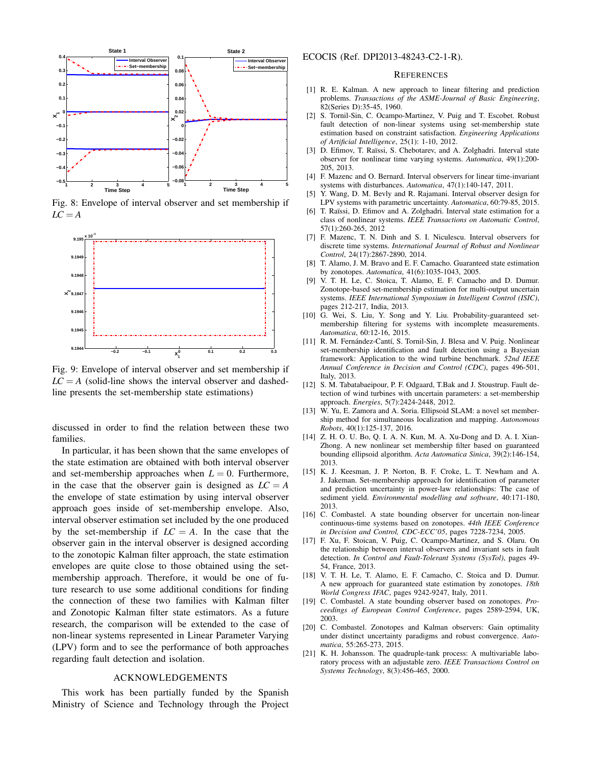State 1

Interval Observer
Set−membership

0.4
0.3
0.2
0.1
0
−0.1
−0.2
−0.3
−0.4
−0.5

$x_1$

1 2 3 4 5
Time Step

State 2

Interval Observer
Set−membership

0.1
0.08
0.06
0.04
0.02
0
−0.02
−0.04
−0.06
−0.08

$x_2$

1 2 3 4 5
Time Step

Fig. 8: Envelope of interval observer and set membership if $LC = A$

x 10$^{-3}$

9.195
9.1949
9.1948
9.1947
9.1946
9.1945
9.1944

$x_2$

−0.2 −0.1 0 0.1 0.2 0.3

$x_1^0$

Fig. 9: Envelope of interval observer and set membership if $LC = A$ (solid-line shows the interval observer and dashed-line presents the set-membership state estimations)

discussed in order to find the relation between these two families.

In particular, it has been shown that the same envelopes of the state estimation are obtained with both interval observer and set-membership approaches when $L = 0$. Furthermore, in the case that the observer gain is designed as $LC = A$ the envelope of state estimation by using interval observer approach goes inside of set-membership envelope. Also, interval observer estimation set included by the one produced by the set-membership if $LC = A$. In the case that the observer gain in the interval observer is designed according to the zonotopic Kalman filter approach, the state estimation envelopes are quite close to those obtained using the set-membership approach. Therefore, it would be one of future research to use some additional conditions for finding the connection of these two families with Kalman filter and Zonotopic Kalman filter state estimators. As a future research, the comparison will be extended to the case of non-linear systems represented in Linear Parameter Varying (LPV) form and to see the performance of both approaches regarding fault detection and isolation.

## ACKNOWLEDGEMENTS

This work has been partially funded by the Spanish Ministry of Science and Technology through the Project ECOCIS (Ref. DPI2013-48243-C2-1-R).

## REFERENCES

[1] R. E. Kalman. A new approach to linear filtering and prediction problems. *Transactions of the ASME-Journal of Basic Engineering*, 82(Series D):35-45, 1960.

[2] S. Tornil-Sin, C. Ocampo-Martinez, V. Puig and T. Escobet. Robust fault detection of non-linear systems using set-membership state estimation based on constraint satisfaction. *Engineering Applications of Artificial Intelligence*, 25(1): 1-10, 2012.

[3] D. Efimov, T. Raïssi, S. Chebotarev, and A. Zolghadri. Interval state observer for nonlinear time varying systems. *Automatica*, 49(1):200-205, 2013.

[4] F. Mazenc and O. Bernard. Interval observers for linear time-invariant systems with disturbances. *Automatica*, 47(1):140-147, 2011.

[5] Y. Wang, D. M. Bevly and R. Rajamani. Interval observer design for LPV systems with parametric uncertainty. *Automatica*, 60:79-85, 2015.

[6] T. Raïssi, D. Efimov and A. Zolghadri. Interval state estimation for a class of nonlinear systems. *IEEE Transactions on Automatic Control*, 57(1):260-265, 2012

[7] F. Mazenc, T. N. Dinh and S. I. Niculescu. Interval observers for discrete time systems. *International Journal of Robust and Nonlinear Control*, 24(17):2867-2890, 2014.

[8] T. Alamo, J. M. Bravo and E. F. Camacho. Guaranteed state estimation by zonotopes. *Automatica*, 41(6):1035-1043, 2005.

[9] V. T. H. Le, C. Stoica, T. Alamo, E. F. Camacho and D. Dumur. Zonotope-based set-membership estimation for multi-output uncertain systems. *IEEE International Symposium in Intelligent Control (ISIC)*, pages 212-217, India, 2013.

[10] G. Wei, S. Liu, Y. Song and Y. Liu. Probability-guaranteed set-membership filtering for systems with incomplete measurements. *Automatica*, 60:12-16, 2015.

[11] R. M. Fernández-Cantí, S. Tornil-Sin, J. Blesa and V. Puig. Nonlinear set-membership identification and fault detection using a Bayesian framework: Application to the wind turbine benchmark. *52nd IEEE Annual Conference in Decision and Control (CDC)*, pages 496-501, Italy, 2013.

[12] S. M. Tabatabaeipour, P. F. Odgaard, T.Bak and J. Stoustrup. Fault detection of wind turbines with uncertain parameters: a set-membership approach. *Energies*, 5(7):2424-2448, 2012.

[13] W. Yu, E. Zamora and A. Soria. Ellipsoid SLAM: a novel set membership method for simultaneous localization and mapping. *Autonomous Robots*, 40(1):125-137, 2016.

[14] Z. H. O. U. Bo, Q. I. A. N. Kun, M. A. Xu-Dong and D. A. I. Xian-Zhong. A new nonlinear set membership filter based on guaranteed bounding ellipsoid algorithm. *Acta Automatica Sinica*, 39(2):146-154, 2013.

[15] K. J. Keesman, J. P. Norton, B. F. Croke, L. T. Newham and A. J. Jakeman. Set-membership approach for identification of parameter and prediction uncertainty in power-law relationships: The case of sediment yield. *Environmental modelling and software*, 40:171-180, 2013.

[16] C. Combastel. A state bounding observer for uncertain non-linear continuous-time systems based on zonotopes. *44th IEEE Conference in Decision and Control, CDC-ECC'05*, pages 7228-7234, 2005.

[17] F. Xu, F. Stoican, V. Puig, C. Ocampo-Martinez, and S. Olaru. On the relationship between interval observers and invariant sets in fault detection. *In Control and Fault-Tolerant Systems (SysTol)*, pages 49-54, France, 2013.

[18] V. T. H. Le, T. Alamo, E. F. Camacho, C. Stoica and D. Dumur. A new approach for guaranteed state estimation by zonotopes. *18th World Congress IFAC*, pages 9242-9247, Italy, 2011.

[19] C. Combastel. A state bounding observer based on zonotopes. *Proceedings of European Control Conference*, pages 2589-2594, UK, 2003.

[20] C. Combastel. Zonotopes and Kalman observers: Gain optimality under distinct uncertainty paradigms and robust convergence. *Automatica*, 55:265-273, 2015.

[21] K. H. Johansson. The quadruple-tank process: A multivariable laboratory process with an adjustable zero. *IEEE Transactions Control on Systems Technology*, 8(3):456-465, 2000.